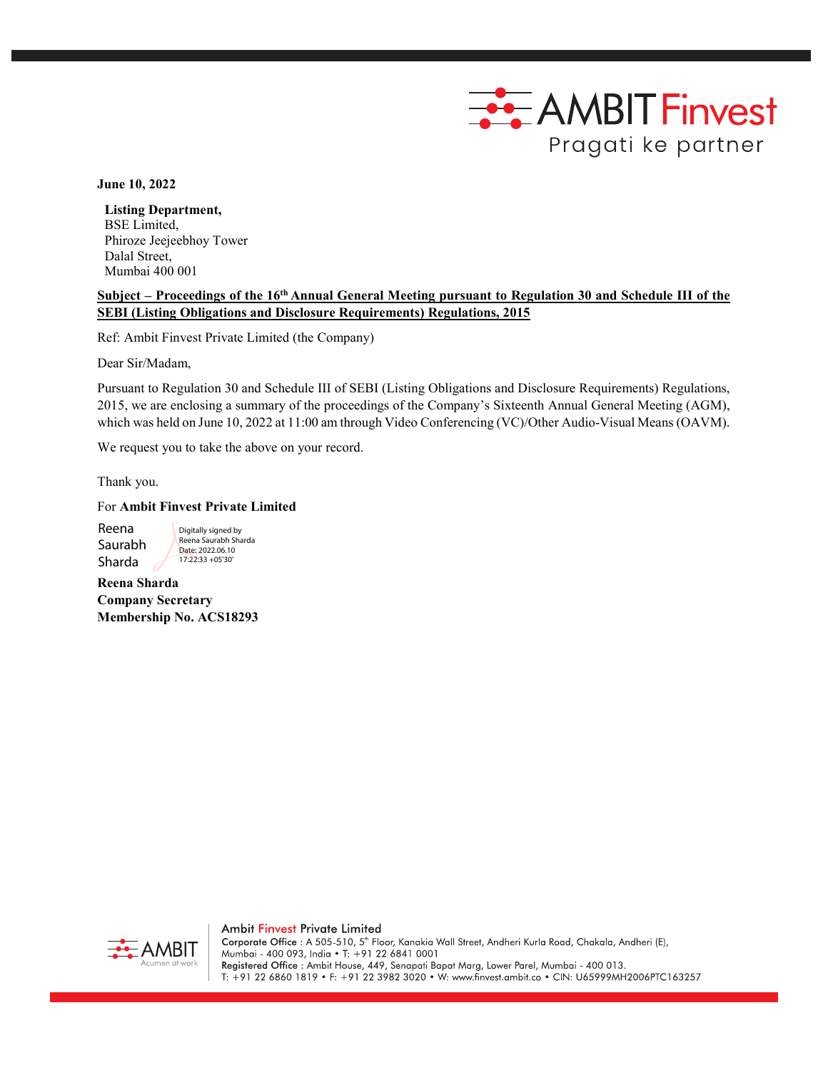**June 10, 2022**

**Listing Department,**
BSE Limited,
Phiroze Jeejeebhoy Tower
Dalal Street,
Mumbai 400 001

**Subject – Proceedings of the 16th Annual General Meeting pursuant to Regulation 30 and Schedule III of the SEBI (Listing Obligations and Disclosure Requirements) Regulations, 2015**

Ref: Ambit Finvest Private Limited (the Company)

Dear Sir/Madam,

Pursuant to Regulation 30 and Schedule III of SEBI (Listing Obligations and Disclosure Requirements) Regulations, 2015, we are enclosing a summary of the proceedings of the Company's Sixteenth Annual General Meeting (AGM), which was held on June 10, 2022 at 11:00 am through Video Conferencing (VC)/Other Audio-Visual Means (OAVM).

We request you to take the above on your record.

Thank you.

For **Ambit Finvest Private Limited**

Reena Saurabh Sharda
Digitally signed by Reena Saurabh Sharda
Date: 2022.06.10 17:22:33 +05'30'

**Reena Sharda**
**Company Secretary**
**Membership No. ACS18293**

Ambit Finvest Private Limited
Corporate Office : A 505-510, 5th Floor, Kanakia Wall Street, Andheri Kurla Road, Chakala, Andheri (E), Mumbai - 400 093, India • T: +91 22 6841 0001
Registered Office : Ambit House, 449, Senapati Bapat Marg, Lower Parel, Mumbai - 400 013.
T: +91 22 6860 1819 • F: +91 22 3982 3020 • W: www.finvest.ambit.co • CIN: U65999MH2006PTC163257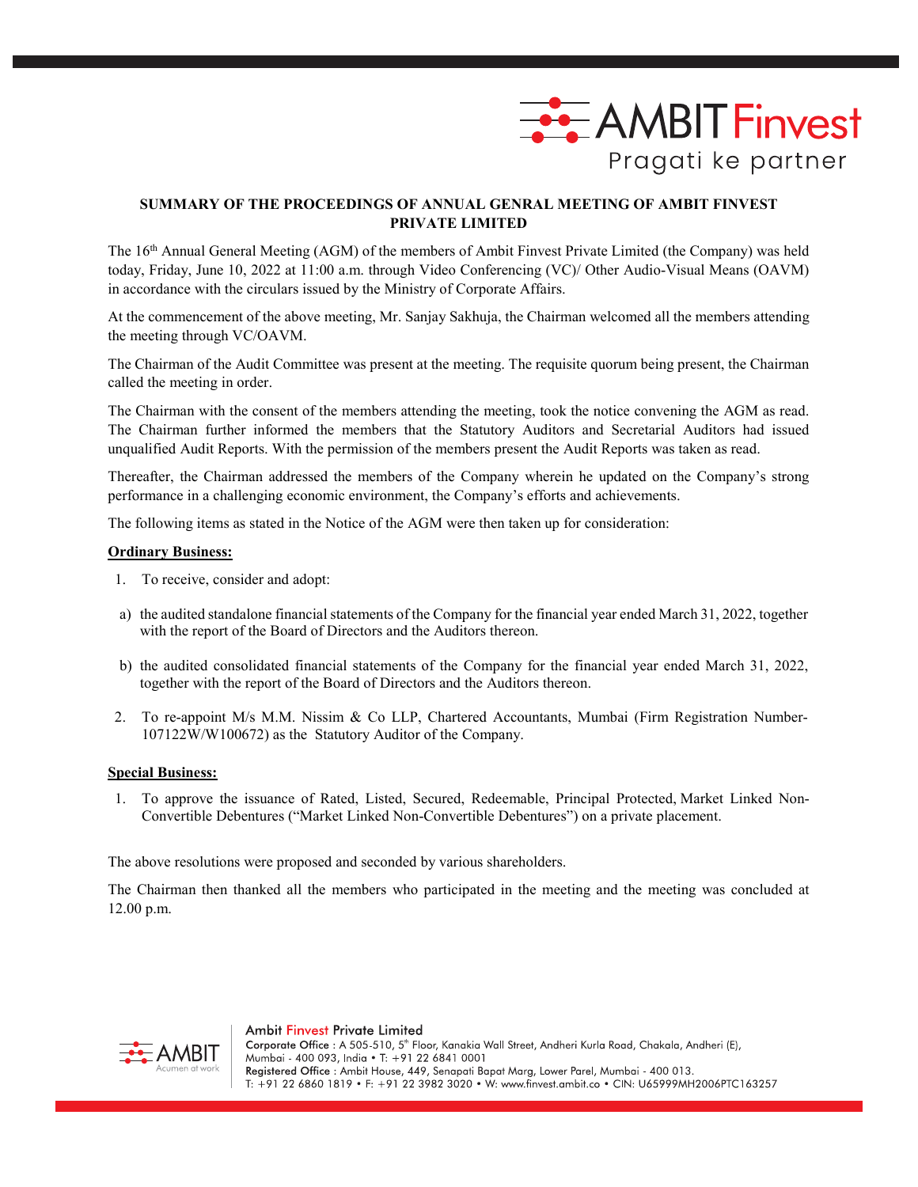**SUMMARY OF THE PROCEEDINGS OF ANNUAL GENRAL MEETING OF AMBIT FINVEST PRIVATE LIMITED**

The 16th Annual General Meeting (AGM) of the members of Ambit Finvest Private Limited (the Company) was held today, Friday, June 10, 2022 at 11:00 a.m. through Video Conferencing (VC)/ Other Audio-Visual Means (OAVM) in accordance with the circulars issued by the Ministry of Corporate Affairs.

At the commencement of the above meeting, Mr. Sanjay Sakhuja, the Chairman welcomed all the members attending the meeting through VC/OAVM.

The Chairman of the Audit Committee was present at the meeting. The requisite quorum being present, the Chairman called the meeting in order.

The Chairman with the consent of the members attending the meeting, took the notice convening the AGM as read. The Chairman further informed the members that the Statutory Auditors and Secretarial Auditors had issued unqualified Audit Reports. With the permission of the members present the Audit Reports was taken as read.

Thereafter, the Chairman addressed the members of the Company wherein he updated on the Company's strong performance in a challenging economic environment, the Company's efforts and achievements.

The following items as stated in the Notice of the AGM were then taken up for consideration:

**Ordinary Business:**

1. To receive, consider and adopt:

   a) the audited standalone financial statements of the Company for the financial year ended March 31, 2022, together with the report of the Board of Directors and the Auditors thereon.

   b) the audited consolidated financial statements of the Company for the financial year ended March 31, 2022, together with the report of the Board of Directors and the Auditors thereon.

2. To re-appoint M/s M.M. Nissim & Co LLP, Chartered Accountants, Mumbai (Firm Registration Number-107122W/W100672) as the Statutory Auditor of the Company.

**Special Business:**

1. To approve the issuance of Rated, Listed, Secured, Redeemable, Principal Protected, Market Linked Non-Convertible Debentures ("Market Linked Non-Convertible Debentures") on a private placement.

The above resolutions were proposed and seconded by various shareholders.

The Chairman then thanked all the members who participated in the meeting and the meeting was concluded at 12.00 p.m.